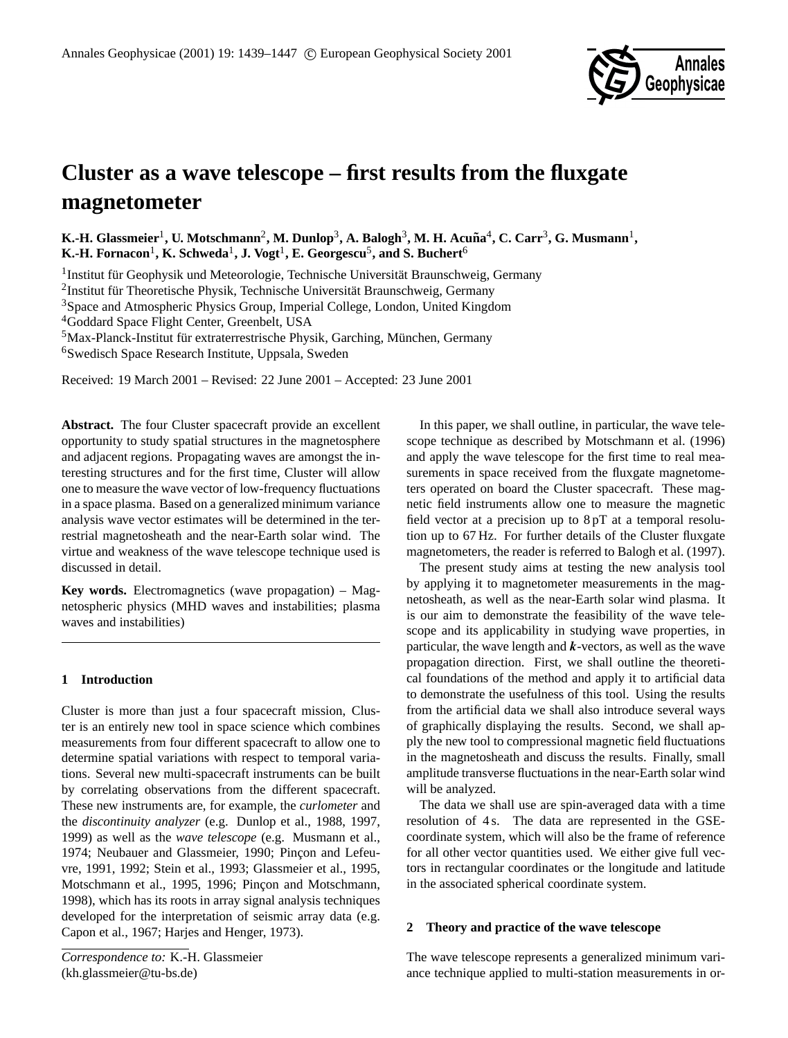# Cluster as a wave telescope – first results from the fluxgate magnetometer

**K.-H. Glassmeier[1], U. Motschmann[2], M. Dunlop[3], A. Balogh[3], M. H. Acuña[4], C. Carr[3], G. Musmann[1], K.-H. Fornacon[1], K. Schweda[1], J. Vogt[1], E. Georgescu[5], and S. Buchert[6]**

[1]Institut für Geophysik und Meteorologie, Technische Universität Braunschweig, Germany
[2]Institut für Theoretische Physik, Technische Universität Braunschweig, Germany
[3]Space and Atmospheric Physics Group, Imperial College, London, United Kingdom
[4]Goddard Space Flight Center, Greenbelt, USA
[5]Max-Planck-Institut für extraterrestrische Physik, Garching, München, Germany
[6]Swedisch Space Research Institute, Uppsala, Sweden

Received: 19 March 2001 – Revised: 22 June 2001 – Accepted: 23 June 2001

**Abstract.** The four Cluster spacecraft provide an excellent opportunity to study spatial structures in the magnetosphere and adjacent regions. Propagating waves are amongst the interesting structures and for the first time, Cluster will allow one to measure the wave vector of low-frequency fluctuations in a space plasma. Based on a generalized minimum variance analysis wave vector estimates will be determined in the terrestrial magnetosheath and the near-Earth solar wind. The virtue and weakness of the wave telescope technique used is discussed in detail.

**Key words.** Electromagnetics (wave propagation) – Magnetospheric physics (MHD waves and instabilities; plasma waves and instabilities)

## 1 Introduction

Cluster is more than just a four spacecraft mission, Cluster is an entirely new tool in space science which combines measurements from four different spacecraft to allow one to determine spatial variations with respect to temporal variations. Several new multi-spacecraft instruments can be built by correlating observations from the different spacecraft. These new instruments are, for example, the *curlometer* and the *discontinuity analyzer* (e.g. Dunlop et al., 1988, 1997, 1999) as well as the *wave telescope* (e.g. Musmann et al., 1974; Neubauer and Glassmeier, 1990; Pinçon and Lefeuvre, 1991, 1992; Stein et al., 1993; Glassmeier et al., 1995, Motschmann et al., 1995, 1996; Pinçon and Motschmann, 1998), which has its roots in array signal analysis techniques developed for the interpretation of seismic array data (e.g. Capon et al., 1967; Harjes and Henger, 1973).

*Correspondence to:* K.-H. Glassmeier (kh.glassmeier@tu-bs.de)

In this paper, we shall outline, in particular, the wave telescope technique as described by Motschmann et al. (1996) and apply the wave telescope for the first time to real measurements in space received from the fluxgate magnetometers operated on board the Cluster spacecraft. These magnetic field instruments allow one to measure the magnetic field vector at a precision up to 8 pT at a temporal resolution up to 67 Hz. For further details of the Cluster fluxgate magnetometers, the reader is referred to Balogh et al. (1997).

The present study aims at testing the new analysis tool by applying it to magnetometer measurements in the magnetosheath, as well as the near-Earth solar wind plasma. It is our aim to demonstrate the feasibility of the wave telescope and its applicability in studying wave properties, in particular, the wave length and $\boldsymbol{k}$-vectors, as well as the wave propagation direction. First, we shall outline the theoretical foundations of the method and apply it to artificial data to demonstrate the usefulness of this tool. Using the results from the artificial data we shall also introduce several ways of graphically displaying the results. Second, we shall apply the new tool to compressional magnetic field fluctuations in the magnetosheath and discuss the results. Finally, small amplitude transverse fluctuations in the near-Earth solar wind will be analyzed.

The data we shall use are spin-averaged data with a time resolution of 4 s. The data are represented in the GSE-coordinate system, which will also be the frame of reference for all other vector quantities used. We either give full vectors in rectangular coordinates or the longitude and latitude in the associated spherical coordinate system.

## 2 Theory and practice of the wave telescope

The wave telescope represents a generalized minimum variance technique applied to multi-station measurements in or-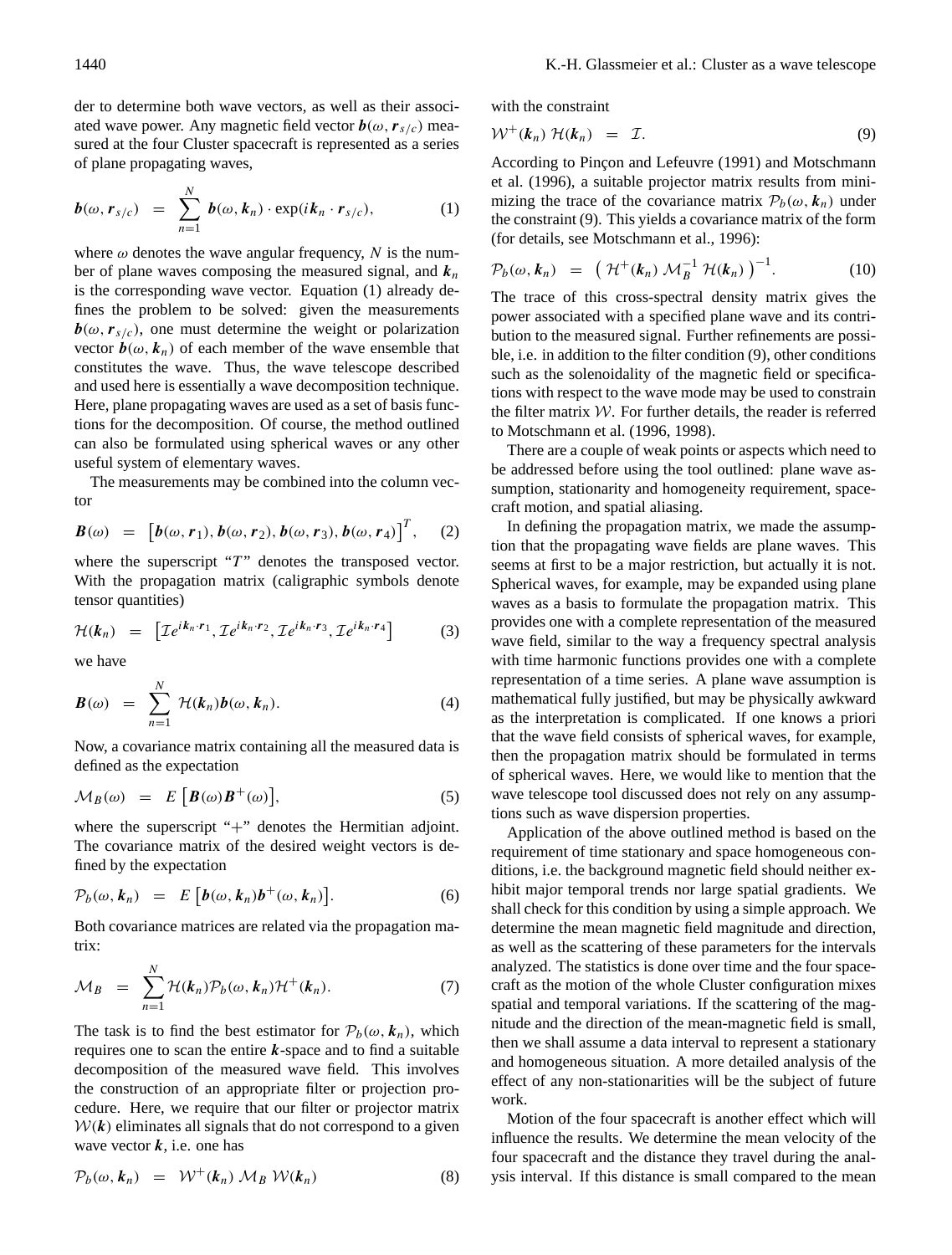der to determine both wave vectors, as well as their associated wave power. Any magnetic field vector $\boldsymbol{b}(\omega, \boldsymbol{r}_{s/c})$ measured at the four Cluster spacecraft is represented as a series of plane propagating waves,

$$\boldsymbol{b}(\omega, \boldsymbol{r}_{s/c}) = \sum_{n=1}^{N} \boldsymbol{b}(\omega, \boldsymbol{k}_n) \cdot \exp(i\boldsymbol{k}_n \cdot \boldsymbol{r}_{s/c}), \tag{1}$$

where $\omega$ denotes the wave angular frequency, $N$ is the number of plane waves composing the measured signal, and $\boldsymbol{k}_n$ is the corresponding wave vector. Equation (1) already defines the problem to be solved: given the measurements $\boldsymbol{b}(\omega, \boldsymbol{r}_{s/c})$, one must determine the weight or polarization vector $\boldsymbol{b}(\omega, \boldsymbol{k}_n)$ of each member of the wave ensemble that constitutes the wave. Thus, the wave telescope described and used here is essentially a wave decomposition technique. Here, plane propagating waves are used as a set of basis functions for the decomposition. Of course, the method outlined can also be formulated using spherical waves or any other useful system of elementary waves.

The measurements may be combined into the column vector

$$\boldsymbol{B}(\omega) = \left[\boldsymbol{b}(\omega, \boldsymbol{r}_1), \boldsymbol{b}(\omega, \boldsymbol{r}_2), \boldsymbol{b}(\omega, \boldsymbol{r}_3), \boldsymbol{b}(\omega, \boldsymbol{r}_4)\right]^T, \tag{2}$$

where the superscript "$T$" denotes the transposed vector. With the propagation matrix (caligraphic symbols denote tensor quantities)

$$\mathcal{H}(\boldsymbol{k}_n) = \left[\mathcal{I}e^{i\boldsymbol{k}_n \cdot \boldsymbol{r}_1}, \mathcal{I}e^{i\boldsymbol{k}_n \cdot \boldsymbol{r}_2}, \mathcal{I}e^{i\boldsymbol{k}_n \cdot \boldsymbol{r}_3}, \mathcal{I}e^{i\boldsymbol{k}_n \cdot \boldsymbol{r}_4}\right] \tag{3}$$

we have

$$\boldsymbol{B}(\omega) = \sum_{n=1}^{N} \mathcal{H}(\boldsymbol{k}_n)\boldsymbol{b}(\omega, \boldsymbol{k}_n). \tag{4}$$

Now, a covariance matrix containing all the measured data is defined as the expectation

$$\mathcal{M}_B(\omega) = E\left[\boldsymbol{B}(\omega)\boldsymbol{B}^{+}(\omega)\right], \tag{5}$$

where the superscript "$+$" denotes the Hermitian adjoint. The covariance matrix of the desired weight vectors is defined by the expectation

$$\mathcal{P}_b(\omega, \boldsymbol{k}_n) = E\left[\boldsymbol{b}(\omega, \boldsymbol{k}_n)\boldsymbol{b}^{+}(\omega, \boldsymbol{k}_n)\right]. \tag{6}$$

Both covariance matrices are related via the propagation matrix:

$$\mathcal{M}_B = \sum_{n=1}^{N} \mathcal{H}(\boldsymbol{k}_n)\mathcal{P}_b(\omega, \boldsymbol{k}_n)\mathcal{H}^{+}(\boldsymbol{k}_n). \tag{7}$$

The task is to find the best estimator for $\mathcal{P}_b(\omega, \boldsymbol{k}_n)$, which requires one to scan the entire $\boldsymbol{k}$-space and to find a suitable decomposition of the measured wave field. This involves the construction of an appropriate filter or projection procedure. Here, we require that our filter or projector matrix $\mathcal{W}(\boldsymbol{k})$ eliminates all signals that do not correspond to a given wave vector $\boldsymbol{k}$, i.e. one has

$$\mathcal{P}_b(\omega, \boldsymbol{k}_n) = \mathcal{W}^{+}(\boldsymbol{k}_n)\, \mathcal{M}_B\, \mathcal{W}(\boldsymbol{k}_n) \tag{8}$$

with the constraint

$$\mathcal{W}^{+}(\boldsymbol{k}_n)\, \mathcal{H}(\boldsymbol{k}_n) = \mathcal{I}. \tag{9}$$

According to Pinçon and Lefeuvre (1991) and Motschmann et al. (1996), a suitable projector matrix results from minimizing the trace of the covariance matrix $\mathcal{P}_b(\omega, \boldsymbol{k}_n)$ under the constraint (9). This yields a covariance matrix of the form (for details, see Motschmann et al., 1996):

$$\mathcal{P}_b(\omega, \boldsymbol{k}_n) = \left(\mathcal{H}^{+}(\boldsymbol{k}_n)\, \mathcal{M}_B^{-1}\, \mathcal{H}(\boldsymbol{k}_n)\right)^{-1}. \tag{10}$$

The trace of this cross-spectral density matrix gives the power associated with a specified plane wave and its contribution to the measured signal. Further refinements are possible, i.e. in addition to the filter condition (9), other conditions such as the solenoidality of the magnetic field or specifications with respect to the wave mode may be used to constrain the filter matrix $\mathcal{W}$. For further details, the reader is referred to Motschmann et al. (1996, 1998).

There are a couple of weak points or aspects which need to be addressed before using the tool outlined: plane wave assumption, stationarity and homogeneity requirement, spacecraft motion, and spatial aliasing.

In defining the propagation matrix, we made the assumption that the propagating wave fields are plane waves. This seems at first to be a major restriction, but actually it is not. Spherical waves, for example, may be expanded using plane waves as a basis to formulate the propagation matrix. This provides one with a complete representation of the measured wave field, similar to the way a frequency spectral analysis with time harmonic functions provides one with a complete representation of a time series. A plane wave assumption is mathematical fully justified, but may be physically awkward as the interpretation is complicated. If one knows a priori that the wave field consists of spherical waves, for example, then the propagation matrix should be formulated in terms of spherical waves. Here, we would like to mention that the wave telescope tool discussed does not rely on any assumptions such as wave dispersion properties.

Application of the above outlined method is based on the requirement of time stationary and space homogeneous conditions, i.e. the background magnetic field should neither exhibit major temporal trends nor large spatial gradients. We shall check for this condition by using a simple approach. We determine the mean magnetic field magnitude and direction, as well as the scattering of these parameters for the intervals analyzed. The statistics is done over time and the four spacecraft as the motion of the whole Cluster configuration mixes spatial and temporal variations. If the scattering of the magnitude and the direction of the mean-magnetic field is small, then we shall assume a data interval to represent a stationary and homogeneous situation. A more detailed analysis of the effect of any non-stationarities will be the subject of future work.

Motion of the four spacecraft is another effect which will influence the results. We determine the mean velocity of the four spacecraft and the distance they travel during the analysis interval. If this distance is small compared to the mean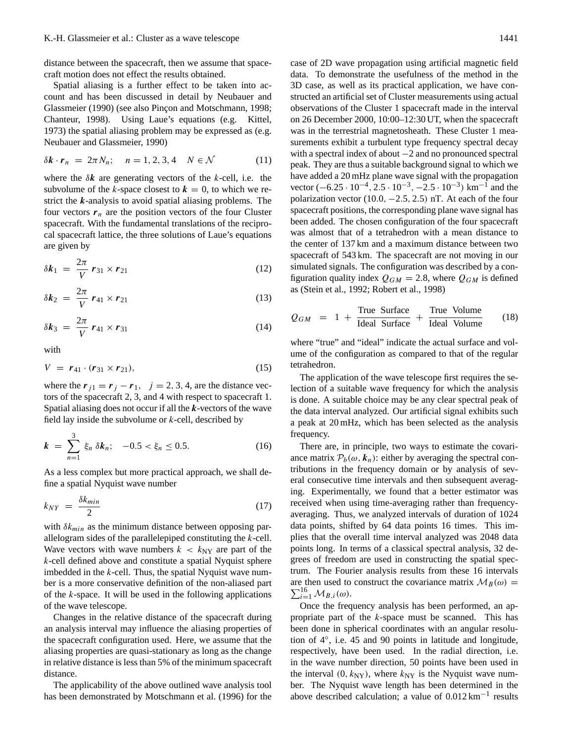distance between the spacecraft, then we assume that spacecraft motion does not effect the results obtained.

Spatial aliasing is a further effect to be taken into account and has been discussed in detail by Neubauer and Glassmeier (1990) (see also Pinçon and Motschmann, 1998; Chanteur, 1998). Using Laue's equations (e.g. Kittel, 1973) the spatial aliasing problem may be expressed as (e.g. Neubauer and Glassmeier, 1990)

$$\delta \boldsymbol{k} \cdot \boldsymbol{r}_n = 2\pi N_n; \quad n = 1, 2, 3, 4 \quad N \in \mathcal{N} \tag{11}$$

where the $\delta \boldsymbol{k}$ are generating vectors of the $k$-cell, i.e. the subvolume of the $k$-space closest to $\boldsymbol{k} = 0$, to which we restrict the $\boldsymbol{k}$-analysis to avoid spatial aliasing problems. The four vectors $\boldsymbol{r}_n$ are the position vectors of the four Cluster spacecraft. With the fundamental translations of the reciprocal spacecraft lattice, the three solutions of Laue's equations are given by

$$\delta \boldsymbol{k}_1 = \frac{2\pi}{V} \boldsymbol{r}_{31} \times \boldsymbol{r}_{21} \tag{12}$$

$$\delta \boldsymbol{k}_2 = \frac{2\pi}{V} \boldsymbol{r}_{41} \times \boldsymbol{r}_{21} \tag{13}$$

$$\delta \boldsymbol{k}_3 = \frac{2\pi}{V} \boldsymbol{r}_{41} \times \boldsymbol{r}_{31} \tag{14}$$

with

$$V = \boldsymbol{r}_{41} \cdot (\boldsymbol{r}_{31} \times \boldsymbol{r}_{21}), \tag{15}$$

where the $\boldsymbol{r}_{j1} = \boldsymbol{r}_j - \boldsymbol{r}_1$, $j = 2, 3, 4$, are the distance vectors of the spacecraft 2, 3, and 4 with respect to spacecraft 1. Spatial aliasing does not occur if all the $\boldsymbol{k}$-vectors of the wave field lay inside the subvolume or $k$-cell, described by

$$\boldsymbol{k} = \sum_{n=1}^{3} \xi_n \, \delta \boldsymbol{k}_n; \quad -0.5 < \xi_n \leq 0.5. \tag{16}$$

As a less complex but more practical approach, we shall define a spatial Nyquist wave number

$$k_{NY} = \frac{\delta k_{min}}{2} \tag{17}$$

with $\delta k_{min}$ as the minimum distance between opposing parallelogram sides of the parallelepiped constituting the $k$-cell. Wave vectors with wave numbers $k < k_{\mathrm{NY}}$ are part of the $k$-cell defined above and constitute a spatial Nyquist sphere imbedded in the $k$-cell. Thus, the spatial Nyquist wave number is a more conservative definition of the non-aliased part of the $k$-space. It will be used in the following applications of the wave telescope.

Changes in the relative distance of the spacecraft during an analysis interval may influence the aliasing properties of the spacecraft configuration used. Here, we assume that the aliasing properties are quasi-stationary as long as the change in relative distance is less than 5% of the minimum spacecraft distance.

The applicability of the above outlined wave analysis tool has been demonstrated by Motschmann et al. (1996) for the case of 2D wave propagation using artificial magnetic field data. To demonstrate the usefulness of the method in the 3D case, as well as its practical application, we have constructed an artificial set of Cluster measurements using actual observations of the Cluster 1 spacecraft made in the interval on 26 December 2000, 10:00–12:30 UT, when the spacecraft was in the terrestrial magnetosheath. These Cluster 1 measurements exhibit a turbulent type frequency spectral decay with a spectral index of about $-2$ and no pronounced spectral peak. They are thus a suitable background signal to which we have added a 20 mHz plane wave signal with the propagation vector $(-6.25 \cdot 10^{-4}, 2.5 \cdot 10^{-3}, -2.5 \cdot 10^{-3})$ km$^{-1}$ and the polarization vector $(10.0, -2.5, 2.5)$ nT. At each of the four spacecraft positions, the corresponding plane wave signal has been added. The chosen configuration of the four spacecraft was almost that of a tetrahedron with a mean distance to the center of 137 km and a maximum distance between two spacecraft of 543 km. The spacecraft are not moving in our simulated signals. The configuration was described by a configuration quality index $Q_{GM} = 2.8$, where $Q_{GM}$ is defined as (Stein et al., 1992; Robert et al., 1998)

$$Q_{GM} = 1 + \frac{\text{True Surface}}{\text{Ideal Surface}} + \frac{\text{True Volume}}{\text{Ideal Volume}} \tag{18}$$

where "true" and "ideal" indicate the actual surface and volume of the configuration as compared to that of the regular tetrahedron.

The application of the wave telescope first requires the selection of a suitable wave frequency for which the analysis is done. A suitable choice may be any clear spectral peak of the data interval analyzed. Our artificial signal exhibits such a peak at 20 mHz, which has been selected as the analysis frequency.

There are, in principle, two ways to estimate the covariance matrix $\mathcal{P}_b(\omega, \boldsymbol{k}_n)$: either by averaging the spectral contributions in the frequency domain or by analysis of several consecutive time intervals and then subsequent averaging. Experimentally, we found that a better estimator was received when using time-averaging rather than frequency-averaging. Thus, we analyzed intervals of duration of 1024 data points, shifted by 64 data points 16 times. This implies that the overall time interval analyzed was 2048 data points long. In terms of a classical spectral analysis, 32 degrees of freedom are used in constructing the spatial spectrum. The Fourier analysis results from these 16 intervals are then used to construct the covariance matrix $\mathcal{M}_B(\omega) = \sum_{i=1}^{16} \mathcal{M}_{B,i}(\omega)$.

Once the frequency analysis has been performed, an appropriate part of the $k$-space must be scanned. This has been done in spherical coordinates with an angular resolution of 4°, i.e. 45 and 90 points in latitude and longitude, respectively, have been used. In the radial direction, i.e. in the wave number direction, 50 points have been used in the interval $(0, k_{\mathrm{NY}})$, where $k_{\mathrm{NY}}$ is the Nyquist wave number. The Nyquist wave length has been determined in the above described calculation; a value of 0.012 km$^{-1}$ results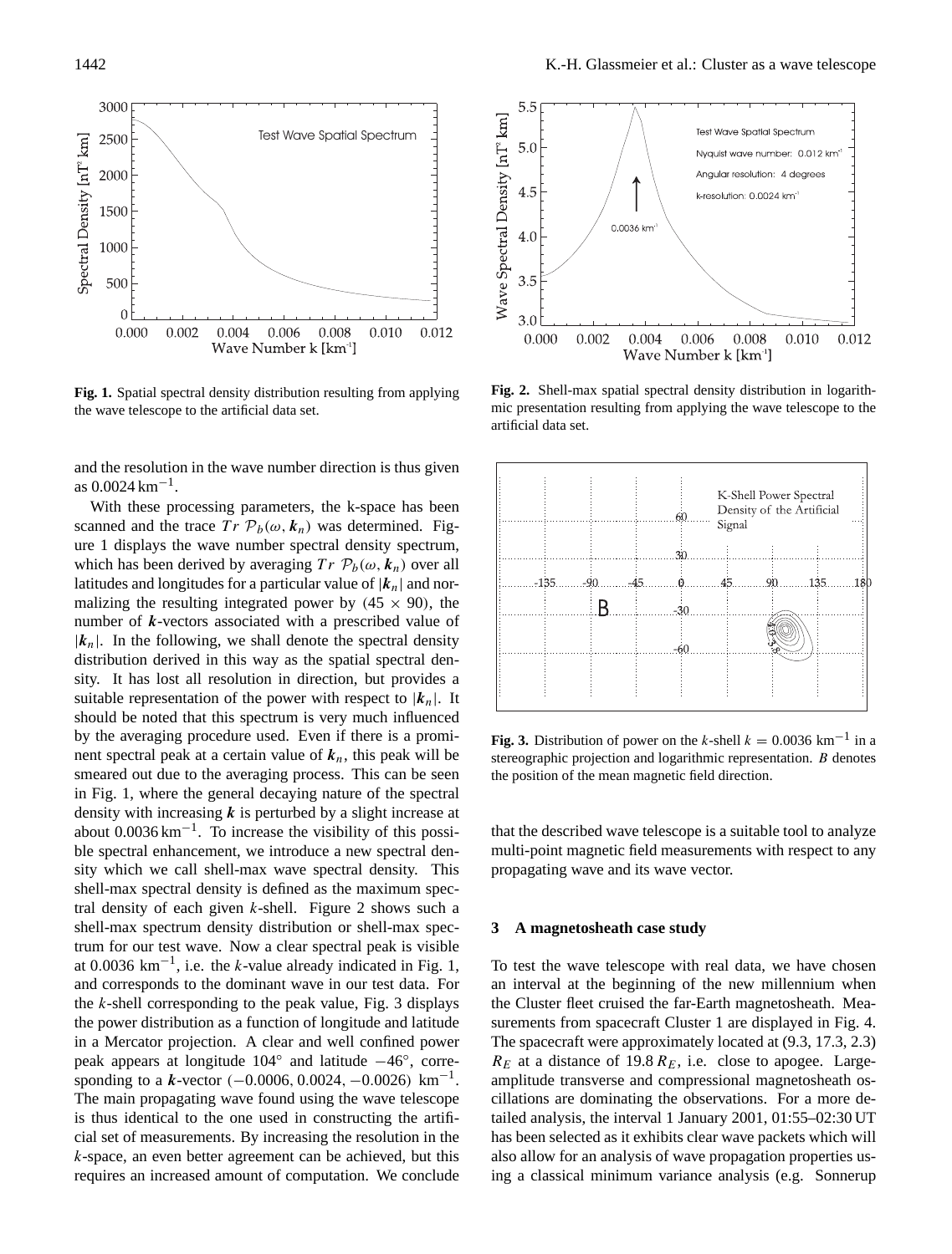**Fig. 1.** Spatial spectral density distribution resulting from applying the wave telescope to the artificial data set.

**Fig. 2.** Shell-max spatial spectral density distribution in logarithmic presentation resulting from applying the wave telescope to the artificial data set.

**Fig. 3.** Distribution of power on the $k$-shell $k = 0.0036\ \text{km}^{-1}$ in a stereographic projection and logarithmic representation. $B$ denotes the position of the mean magnetic field direction.

and the resolution in the wave number direction is thus given as $0.0024\ \text{km}^{-1}$.

With these processing parameters, the k-space has been scanned and the trace $Tr\ \mathcal{P}_b(\omega, \boldsymbol{k}_n)$ was determined. Figure 1 displays the wave number spectral density spectrum, which has been derived by averaging $Tr\ \mathcal{P}_b(\omega, \boldsymbol{k}_n)$ over all latitudes and longitudes for a particular value of $|\boldsymbol{k}_n|$ and normalizing the resulting integrated power by $(45 \times 90)$, the number of $\boldsymbol{k}$-vectors associated with a prescribed value of $|\boldsymbol{k}_n|$. In the following, we shall denote the spectral density distribution derived in this way as the spatial spectral density. It has lost all resolution in direction, but provides a suitable representation of the power with respect to $|\boldsymbol{k}_n|$. It should be noted that this spectrum is very much influenced by the averaging procedure used. Even if there is a prominent spectral peak at a certain value of $\boldsymbol{k}_n$, this peak will be smeared out due to the averaging process. This can be seen in Fig. 1, where the general decaying nature of the spectral density with increasing $\boldsymbol{k}$ is perturbed by a slight increase at about $0.0036\ \text{km}^{-1}$. To increase the visibility of this possible spectral enhancement, we introduce a new spectral density which we call shell-max wave spectral density. This shell-max spectral density is defined as the maximum spectral density of each given $k$-shell. Figure 2 shows such a shell-max spectrum density distribution or shell-max spectrum for our test wave. Now a clear spectral peak is visible at $0.0036\ \text{km}^{-1}$, i.e. the $k$-value already indicated in Fig. 1, and corresponds to the dominant wave in our test data. For the $k$-shell corresponding to the peak value, Fig. 3 displays the power distribution as a function of longitude and latitude in a Mercator projection. A clear and well confined power peak appears at longitude $104^\circ$ and latitude $-46^\circ$, corresponding to a $\boldsymbol{k}$-vector $(-0.0006, 0.0024, -0.0026)\ \text{km}^{-1}$. The main propagating wave found using the wave telescope is thus identical to the one used in constructing the artificial set of measurements. By increasing the resolution in the $k$-space, an even better agreement can be achieved, but this requires an increased amount of computation. We conclude that the described wave telescope is a suitable tool to analyze multi-point magnetic field measurements with respect to any propagating wave and its wave vector.

## 3 A magnetosheath case study

To test the wave telescope with real data, we have chosen an interval at the beginning of the new millennium when the Cluster fleet cruised the far-Earth magnetosheath. Measurements from spacecraft Cluster 1 are displayed in Fig. 4. The spacecraft were approximately located at (9.3, 17.3, 2.3) $R_E$ at a distance of $19.8\ R_E$, i.e. close to apogee. Large-amplitude transverse and compressional magnetosheath oscillations are dominating the observations. For a more detailed analysis, the interval 1 January 2001, 01:55–02:30 UT has been selected as it exhibits clear wave packets which will also allow for an analysis of wave propagation properties using a classical minimum variance analysis (e.g. Sonnerup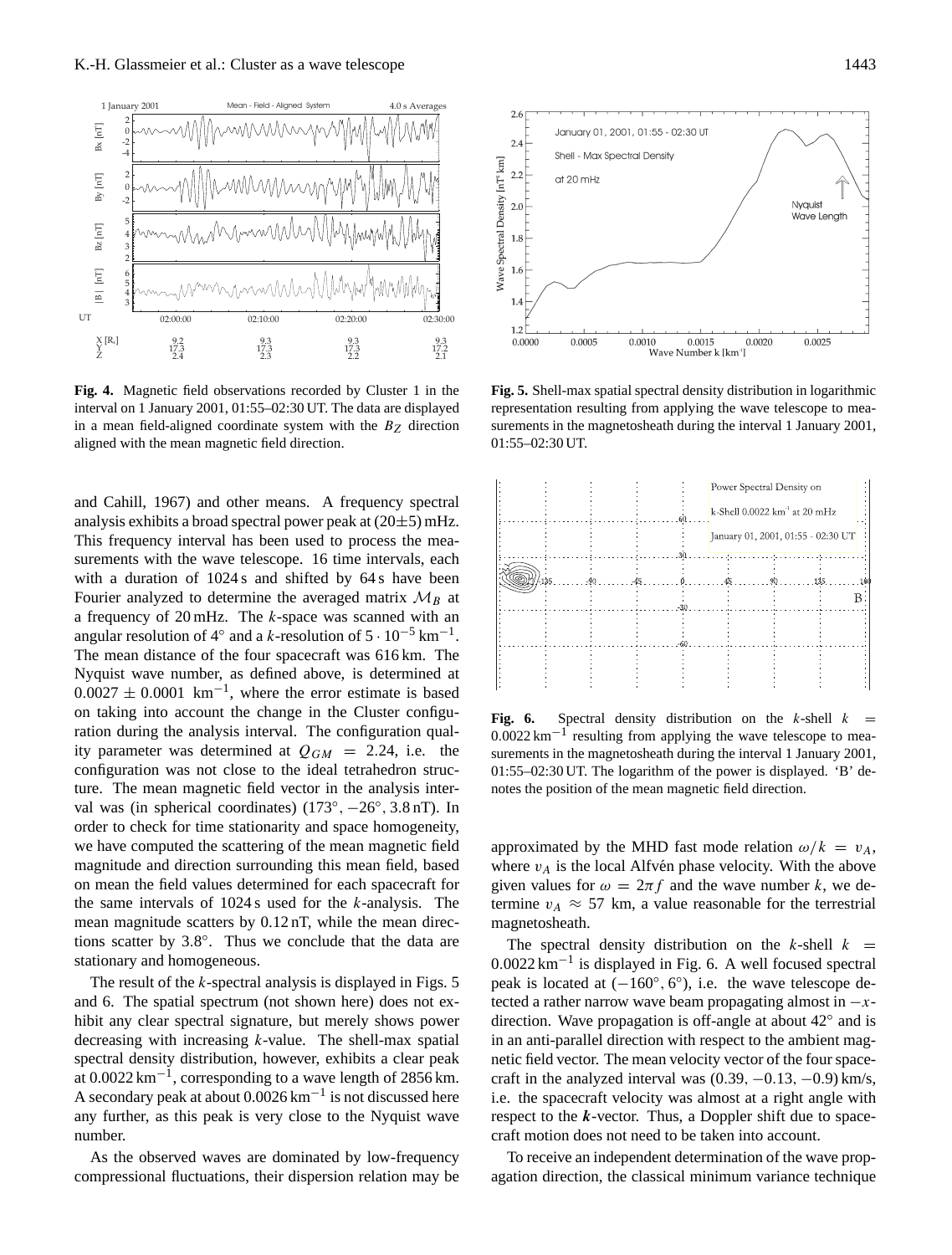**Fig. 4.** Magnetic field observations recorded by Cluster 1 in the interval on 1 January 2001, 01:55–02:30 UT. The data are displayed in a mean field-aligned coordinate system with the $B_Z$ direction aligned with the mean magnetic field direction.

**Fig. 5.** Shell-max spatial spectral density distribution in logarithmic representation resulting from applying the wave telescope to measurements in the magnetosheath during the interval 1 January 2001, 01:55–02:30 UT.

**Fig. 6.** Spectral density distribution on the $k$-shell $k = 0.0022\,\mathrm{km}^{-1}$ resulting from applying the wave telescope to measurements in the magnetosheath during the interval 1 January 2001, 01:55–02:30 UT. The logarithm of the power is displayed. 'B' denotes the position of the mean magnetic field direction.

and Cahill, 1967) and other means. A frequency spectral analysis exhibits a broad spectral power peak at (20±5) mHz. This frequency interval has been used to process the measurements with the wave telescope. 16 time intervals, each with a duration of 1024 s and shifted by 64 s have been Fourier analyzed to determine the averaged matrix $\mathcal{M}_B$ at a frequency of 20 mHz. The $k$-space was scanned with an angular resolution of 4° and a $k$-resolution of $5 \cdot 10^{-5}\,\mathrm{km}^{-1}$. The mean distance of the four spacecraft was 616 km. The Nyquist wave number, as defined above, is determined at $0.0027 \pm 0.0001\ \mathrm{km}^{-1}$, where the error estimate is based on taking into account the change in the Cluster configuration during the analysis interval. The configuration quality parameter was determined at $Q_{GM} = 2.24$, i.e. the configuration was not close to the ideal tetrahedron structure. The mean magnetic field vector in the analysis interval was (in spherical coordinates) (173°, −26°, 3.8 nT). In order to check for time stationarity and space homogeneity, we have computed the scattering of the mean magnetic field magnitude and direction surrounding this mean field, based on mean the field values determined for each spacecraft for the same intervals of 1024 s used for the $k$-analysis. The mean magnitude scatters by 0.12 nT, while the mean directions scatter by 3.8°. Thus we conclude that the data are stationary and homogeneous.

The result of the $k$-spectral analysis is displayed in Figs. 5 and 6. The spatial spectrum (not shown here) does not exhibit any clear spectral signature, but merely shows power decreasing with increasing $k$-value. The shell-max spatial spectral density distribution, however, exhibits a clear peak at $0.0022\,\mathrm{km}^{-1}$, corresponding to a wave length of 2856 km. A secondary peak at about $0.0026\,\mathrm{km}^{-1}$ is not discussed here any further, as this peak is very close to the Nyquist wave number.

As the observed waves are dominated by low-frequency compressional fluctuations, their dispersion relation may be approximated by the MHD fast mode relation $\omega/k = v_A$, where $v_A$ is the local Alfvén phase velocity. With the above given values for $\omega = 2\pi f$ and the wave number $k$, we determine $v_A \approx 57$ km, a value reasonable for the terrestrial magnetosheath.

The spectral density distribution on the $k$-shell $k = 0.0022\,\mathrm{km}^{-1}$ is displayed in Fig. 6. A well focused spectral peak is located at (−160°, 6°), i.e. the wave telescope detected a rather narrow wave beam propagating almost in $-x$-direction. Wave propagation is off-angle at about 42° and is in an anti-parallel direction with respect to the ambient magnetic field vector. The mean velocity vector of the four spacecraft in the analyzed interval was (0.39, −0.13, −0.9) km/s, i.e. the spacecraft velocity was almost at a right angle with respect to the $\boldsymbol{k}$-vector. Thus, a Doppler shift due to spacecraft motion does not need to be taken into account.

To receive an independent determination of the wave propagation direction, the classical minimum variance technique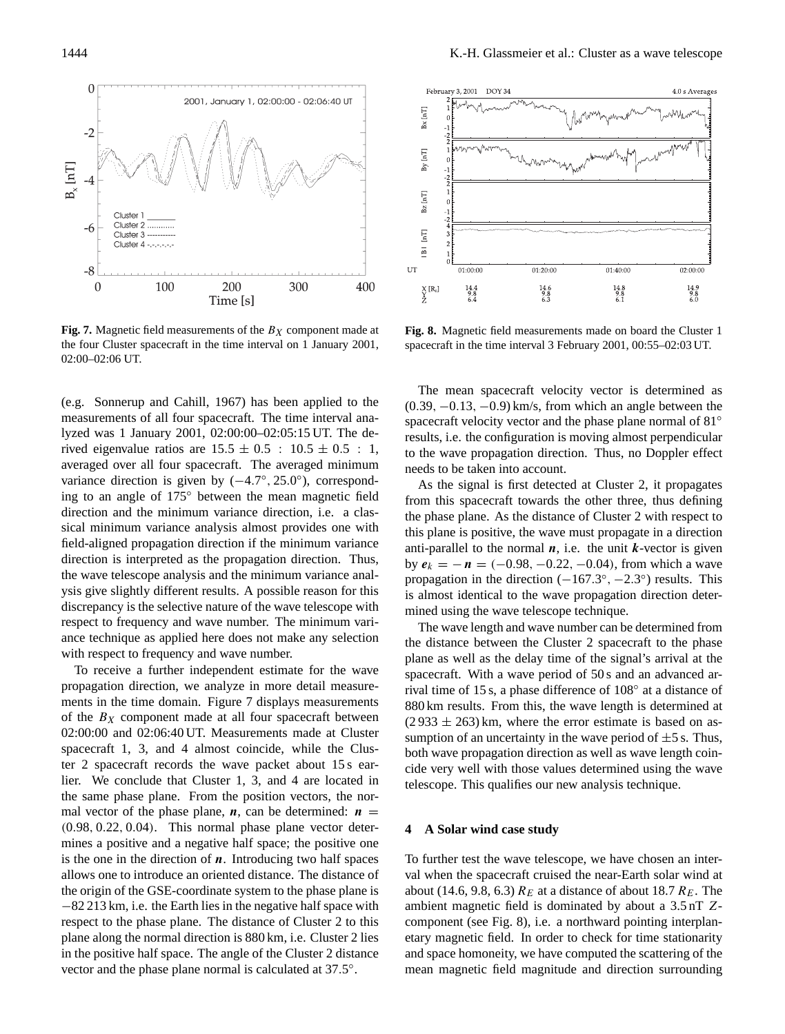**Fig. 7.** Magnetic field measurements of the $B_X$ component made at the four Cluster spacecraft in the time interval on 1 January 2001, 02:00–02:06 UT.

**Fig. 8.** Magnetic field measurements made on board the Cluster 1 spacecraft in the time interval 3 February 2001, 00:55–02:03 UT.

(e.g. Sonnerup and Cahill, 1967) has been applied to the measurements of all four spacecraft. The time interval analyzed was 1 January 2001, 02:00:00–02:05:15 UT. The derived eigenvalue ratios are $15.5 \pm 0.5 : 10.5 \pm 0.5 : 1$, averaged over all four spacecraft. The averaged minimum variance direction is given by $(-4.7^\circ, 25.0^\circ)$, corresponding to an angle of $175^\circ$ between the mean magnetic field direction and the minimum variance direction, i.e. a classical minimum variance analysis almost provides one with field-aligned propagation direction if the minimum variance direction is interpreted as the propagation direction. Thus, the wave telescope analysis and the minimum variance analysis give slightly different results. A possible reason for this discrepancy is the selective nature of the wave telescope with respect to frequency and wave number. The minimum variance technique as applied here does not make any selection with respect to frequency and wave number.

To receive a further independent estimate for the wave propagation direction, we analyze in more detail measurements in the time domain. Figure 7 displays measurements of the $B_X$ component made at all four spacecraft between 02:00:00 and 02:06:40 UT. Measurements made at Cluster spacecraft 1, 3, and 4 almost coincide, while the Cluster 2 spacecraft records the wave packet about 15 s earlier. We conclude that Cluster 1, 3, and 4 are located in the same phase plane. From the position vectors, the normal vector of the phase plane, $\boldsymbol{n}$, can be determined: $\boldsymbol{n} = (0.98, 0.22, 0.04)$. This normal phase plane vector determines a positive and a negative half space; the positive one is the one in the direction of $\boldsymbol{n}$. Introducing two half spaces allows one to introduce an oriented distance. The distance of the origin of the GSE-coordinate system to the phase plane is $-82\,213$ km, i.e. the Earth lies in the negative half space with respect to the phase plane. The distance of Cluster 2 to this plane along the normal direction is 880 km, i.e. Cluster 2 lies in the positive half space. The angle of the Cluster 2 distance vector and the phase plane normal is calculated at $37.5^\circ$.

The mean spacecraft velocity vector is determined as $(0.39, -0.13, -0.9)$ km/s, from which an angle between the spacecraft velocity vector and the phase plane normal of $81^\circ$ results, i.e. the configuration is moving almost perpendicular to the wave propagation direction. Thus, no Doppler effect needs to be taken into account.

As the signal is first detected at Cluster 2, it propagates from this spacecraft towards the other three, thus defining the phase plane. As the distance of Cluster 2 with respect to this plane is positive, the wave must propagate in a direction anti-parallel to the normal $\boldsymbol{n}$, i.e. the unit $\boldsymbol{k}$-vector is given by $\boldsymbol{e}_k = -\boldsymbol{n} = (-0.98, -0.22, -0.04)$, from which a wave propagation in the direction $(-167.3^\circ, -2.3^\circ)$ results. This is almost identical to the wave propagation direction determined using the wave telescope technique.

The wave length and wave number can be determined from the distance between the Cluster 2 spacecraft to the phase plane as well as the delay time of the signal's arrival at the spacecraft. With a wave period of 50 s and an advanced arrival time of 15 s, a phase difference of $108^\circ$ at a distance of 880 km results. From this, the wave length is determined at $(2\,933 \pm 263)$ km, where the error estimate is based on assumption of an uncertainty in the wave period of $\pm 5$ s. Thus, both wave propagation direction as well as wave length coincide very well with those values determined using the wave telescope. This qualifies our new analysis technique.

## 4 A Solar wind case study

To further test the wave telescope, we have chosen an interval when the spacecraft cruised the near-Earth solar wind at about $(14.6, 9.8, 6.3)\,R_E$ at a distance of about $18.7\,R_E$. The ambient magnetic field is dominated by about a 3.5 nT $Z$-component (see Fig. 8), i.e. a northward pointing interplanetary magnetic field. In order to check for time stationarity and space homoneity, we have computed the scattering of the mean magnetic field magnitude and direction surrounding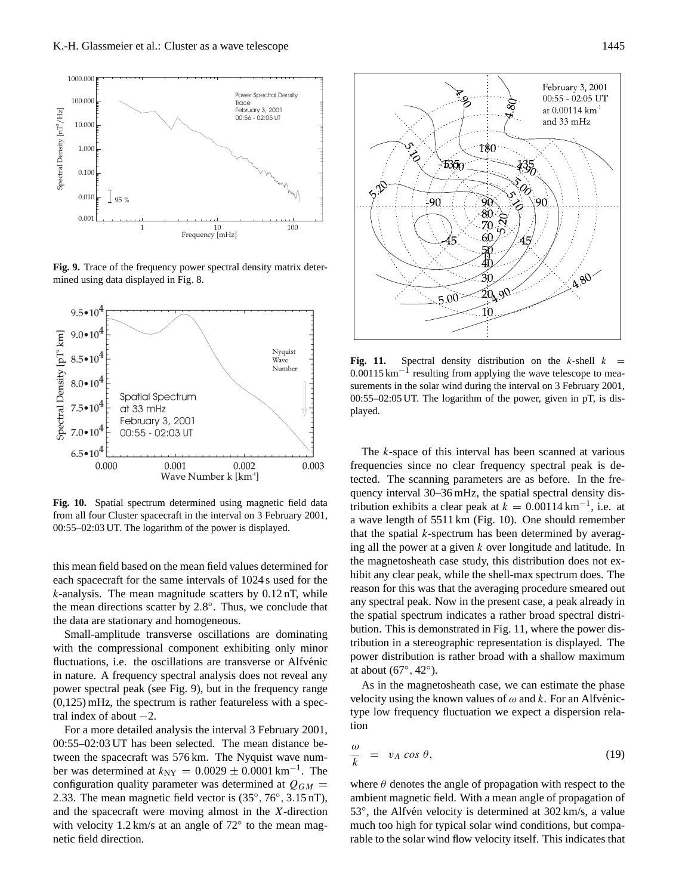**Fig. 9.** Trace of the frequency power spectral density matrix determined using data displayed in Fig. 8.

**Fig. 10.** Spatial spectrum determined using magnetic field data from all four Cluster spacecraft in the interval on 3 February 2001, 00:55–02:03 UT. The logarithm of the power is displayed.

this mean field based on the mean field values determined for each spacecraft for the same intervals of 1024 s used for the $k$-analysis. The mean magnitude scatters by 0.12 nT, while the mean directions scatter by 2.8°. Thus, we conclude that the data are stationary and homogeneous.

Small-amplitude transverse oscillations are dominating with the compressional component exhibiting only minor fluctuations, i.e. the oscillations are transverse or Alfvénic in nature. A frequency spectral analysis does not reveal any power spectral peak (see Fig. 9), but in the frequency range (0,125) mHz, the spectrum is rather featureless with a spectral index of about $-2$.

For a more detailed analysis the interval 3 February 2001, 00:55–02:03 UT has been selected. The mean distance between the spacecraft was 576 km. The Nyquist wave number was determined at $k_{NY} = 0.0029 \pm 0.0001\,\text{km}^{-1}$. The configuration quality parameter was determined at $Q_{GM} = 2.33$. The mean magnetic field vector is (35°, 76°, 3.15 nT), and the spacecraft were moving almost in the $X$-direction with velocity 1.2 km/s at an angle of 72° to the mean magnetic field direction.

**Fig. 11.** Spectral density distribution on the $k$-shell $k = 0.00115\,\text{km}^{-1}$ resulting from applying the wave telescope to measurements in the solar wind during the interval on 3 February 2001, 00:55–02:05 UT. The logarithm of the power, given in pT, is displayed.

The $k$-space of this interval has been scanned at various frequencies since no clear frequency spectral peak is detected. The scanning parameters are as before. In the frequency interval 30–36 mHz, the spatial spectral density distribution exhibits a clear peak at $k = 0.00114\,\text{km}^{-1}$, i.e. at a wave length of 5511 km (Fig. 10). One should remember that the spatial $k$-spectrum has been determined by averaging all the power at a given $k$ over longitude and latitude. In the magnetosheath case study, this distribution does not exhibit any clear peak, while the shell-max spectrum does. The reason for this was that the averaging procedure smeared out any spectral peak. Now in the present case, a peak already in the spatial spectrum indicates a rather broad spectral distribution. This is demonstrated in Fig. 11, where the power distribution in a stereographic representation is displayed. The power distribution is rather broad with a shallow maximum at about (67°, 42°).

As in the magnetosheath case, we can estimate the phase velocity using the known values of $\omega$ and $k$. For an Alfvénic-type low frequency fluctuation we expect a dispersion relation

$$\frac{\omega}{k} \;=\; v_A \cos\theta, \tag{19}$$

where $\theta$ denotes the angle of propagation with respect to the ambient magnetic field. With a mean angle of propagation of 53°, the Alfvén velocity is determined at 302 km/s, a value much too high for typical solar wind conditions, but comparable to the solar wind flow velocity itself. This indicates that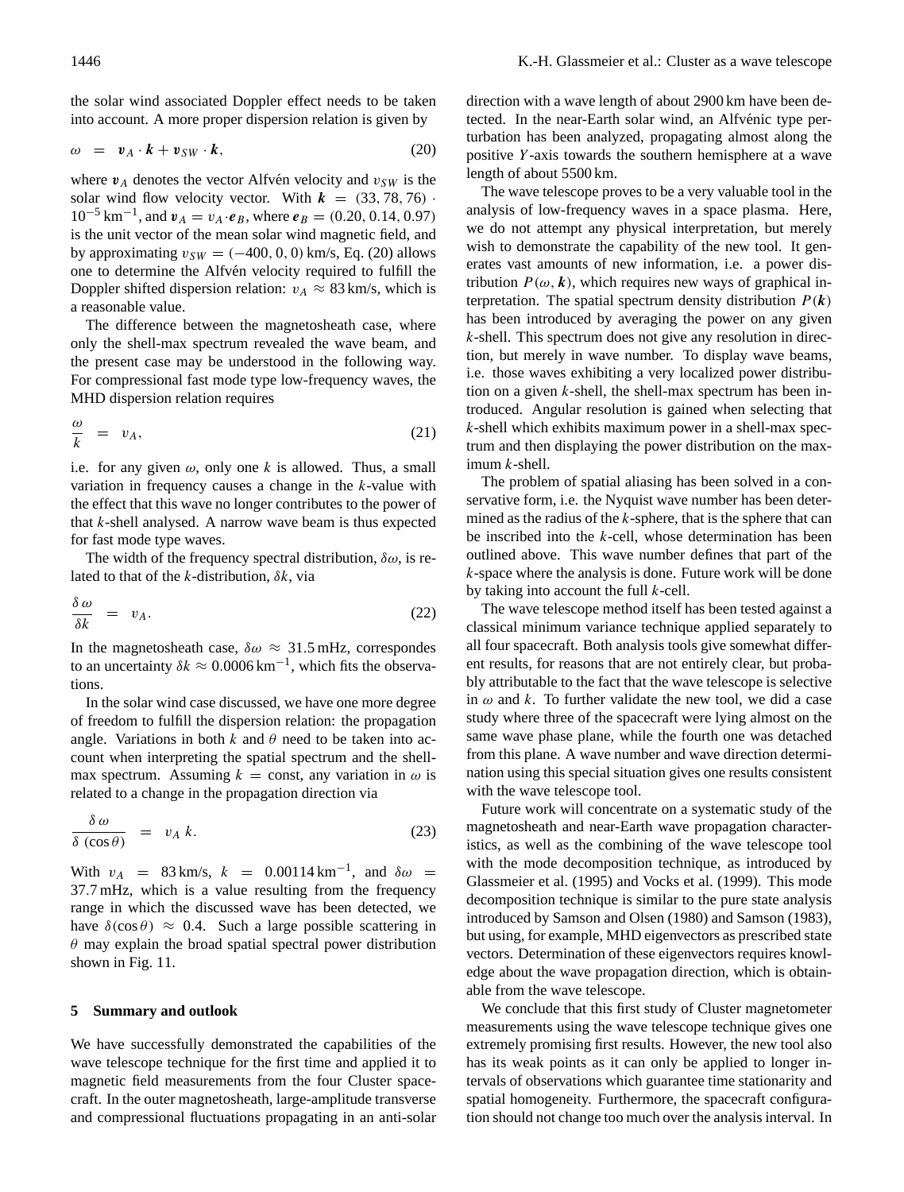the solar wind associated Doppler effect needs to be taken into account. A more proper dispersion relation is given by

$$\omega \;=\; \boldsymbol{v}_A \cdot \boldsymbol{k} + \boldsymbol{v}_{SW} \cdot \boldsymbol{k}, \tag{20}$$

where $\boldsymbol{v}_A$ denotes the vector Alfvén velocity and $v_{SW}$ is the solar wind flow velocity vector. With $\boldsymbol{k} = (33, 78, 76) \cdot 10^{-5}\,\mathrm{km}^{-1}$, and $\boldsymbol{v}_A = v_A \cdot \boldsymbol{e}_B$, where $\boldsymbol{e}_B = (0.20, 0.14, 0.97)$ is the unit vector of the mean solar wind magnetic field, and by approximating $v_{SW} = (-400, 0, 0)$ km/s, Eq. (20) allows one to determine the Alfvén velocity required to fulfill the Doppler shifted dispersion relation: $v_A \approx 83$ km/s, which is a reasonable value.

The difference between the magnetosheath case, where only the shell-max spectrum revealed the wave beam, and the present case may be understood in the following way. For compressional fast mode type low-frequency waves, the MHD dispersion relation requires

$$\frac{\omega}{k} \;=\; v_A, \tag{21}$$

i.e. for any given $\omega$, only one $k$ is allowed. Thus, a small variation in frequency causes a change in the $k$-value with the effect that this wave no longer contributes to the power of that $k$-shell analysed. A narrow wave beam is thus expected for fast mode type waves.

The width of the frequency spectral distribution, $\delta\omega$, is related to that of the $k$-distribution, $\delta k$, via

$$\frac{\delta\,\omega}{\delta k} \;=\; v_A. \tag{22}$$

In the magnetosheath case, $\delta\omega \approx 31.5$ mHz, correspondes to an uncertainty $\delta k \approx 0.0006\,\mathrm{km}^{-1}$, which fits the observations.

In the solar wind case discussed, we have one more degree of freedom to fulfill the dispersion relation: the propagation angle. Variations in both $k$ and $\theta$ need to be taken into account when interpreting the spatial spectrum and the shell-max spectrum. Assuming $k = \mathrm{const}$, any variation in $\omega$ is related to a change in the propagation direction via

$$\frac{\delta\,\omega}{\delta\,(\cos\theta)} \;=\; v_A\,k. \tag{23}$$

With $v_A = 83$ km/s, $k = 0.00114\,\mathrm{km}^{-1}$, and $\delta\omega = 37.7$ mHz, which is a value resulting from the frequency range in which the discussed wave has been detected, we have $\delta(\cos\theta) \approx 0.4$. Such a large possible scattering in $\theta$ may explain the broad spatial spectral power distribution shown in Fig. 11.

## 5 Summary and outlook

We have successfully demonstrated the capabilities of the wave telescope technique for the first time and applied it to magnetic field measurements from the four Cluster spacecraft. In the outer magnetosheath, large-amplitude transverse and compressional fluctuations propagating in an anti-solar direction with a wave length of about 2900 km have been detected. In the near-Earth solar wind, an Alfvénic type perturbation has been analyzed, propagating almost along the positive $Y$-axis towards the southern hemisphere at a wave length of about 5500 km.

The wave telescope proves to be a very valuable tool in the analysis of low-frequency waves in a space plasma. Here, we do not attempt any physical interpretation, but merely wish to demonstrate the capability of the new tool. It generates vast amounts of new information, i.e. a power distribution $P(\omega, \boldsymbol{k})$, which requires new ways of graphical interpretation. The spatial spectrum density distribution $P(\boldsymbol{k})$ has been introduced by averaging the power on any given $k$-shell. This spectrum does not give any resolution in direction, but merely in wave number. To display wave beams, i.e. those waves exhibiting a very localized power distribution on a given $k$-shell, the shell-max spectrum has been introduced. Angular resolution is gained when selecting that $k$-shell which exhibits maximum power in a shell-max spectrum and then displaying the power distribution on the maximum $k$-shell.

The problem of spatial aliasing has been solved in a conservative form, i.e. the Nyquist wave number has been determined as the radius of the $k$-sphere, that is the sphere that can be inscribed into the $k$-cell, whose determination has been outlined above. This wave number defines that part of the $k$-space where the analysis is done. Future work will be done by taking into account the full $k$-cell.

The wave telescope method itself has been tested against a classical minimum variance technique applied separately to all four spacecraft. Both analysis tools give somewhat different results, for reasons that are not entirely clear, but probably attributable to the fact that the wave telescope is selective in $\omega$ and $k$. To further validate the new tool, we did a case study where three of the spacecraft were lying almost on the same wave phase plane, while the fourth one was detached from this plane. A wave number and wave direction determination using this special situation gives one results consistent with the wave telescope tool.

Future work will concentrate on a systematic study of the magnetosheath and near-Earth wave propagation characteristics, as well as the combining of the wave telescope tool with the mode decomposition technique, as introduced by Glassmeier et al. (1995) and Vocks et al. (1999). This mode decomposition technique is similar to the pure state analysis introduced by Samson and Olsen (1980) and Samson (1983), but using, for example, MHD eigenvectors as prescribed state vectors. Determination of these eigenvectors requires knowledge about the wave propagation direction, which is obtainable from the wave telescope.

We conclude that this first study of Cluster magnetometer measurements using the wave telescope technique gives one extremely promising first results. However, the new tool also has its weak points as it can only be applied to longer intervals of observations which guarantee time stationarity and spatial homogeneity. Furthermore, the spacecraft configuration should not change too much over the analysis interval. In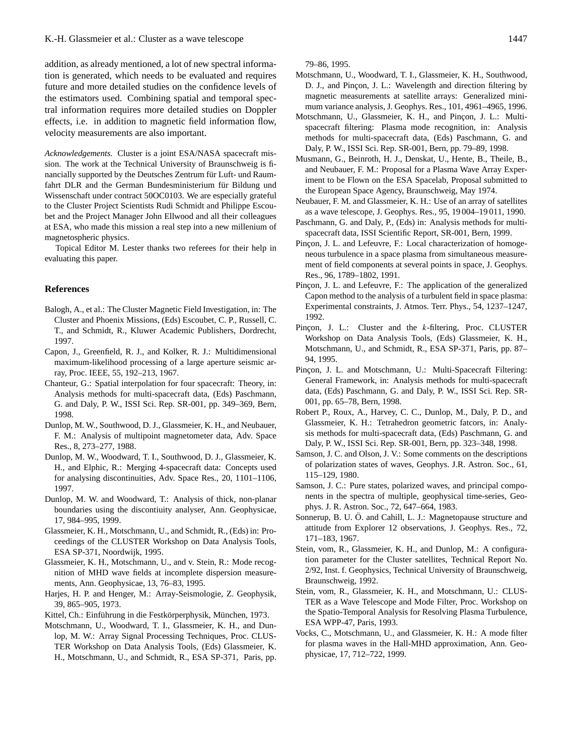addition, as already mentioned, a lot of new spectral information is generated, which needs to be evaluated and requires future and more detailed studies on the confidence levels of the estimators used. Combining spatial and temporal spectral information requires more detailed studies on Doppler effects, i.e. in addition to magnetic field information flow, velocity measurements are also important.

*Acknowledgements.* Cluster is a joint ESA/NASA spacecraft mission. The work at the Technical University of Braunschweig is financially supported by the Deutsches Zentrum für Luft- und Raumfahrt DLR and the German Bundesministerium für Bildung und Wissenschaft under contract 50OC0103. We are especially grateful to the Cluster Project Scientists Rudi Schmidt and Philippe Escoubet and the Project Manager John Ellwood and all their colleagues at ESA, who made this mission a real step into a new millenium of magnetospheric physics.

Topical Editor M. Lester thanks two referees for their help in evaluating this paper.

## References

Balogh, A., et al.: The Cluster Magnetic Field Investigation, in: The Cluster and Phoenix Missions, (Eds) Escoubet, C. P., Russell, C. T., and Schmidt, R., Kluwer Academic Publishers, Dordrecht, 1997.

Capon, J., Greenfield, R. J., and Kolker, R. J.: Multidimensional maximum-likelihood processing of a large aperture seismic array, Proc. IEEE, 55, 192–213, 1967.

Chanteur, G.: Spatial interpolation for four spacecraft: Theory, in: Analysis methods for multi-spacecraft data, (Eds) Paschmann, G. and Daly, P. W., ISSI Sci. Rep. SR-001, pp. 349–369, Bern, 1998.

Dunlop, M. W., Southwood, D. J., Glassmeier, K. H., and Neubauer, F. M.: Analysis of multipoint magnetometer data, Adv. Space Res., 8, 273–277, 1988.

Dunlop, M. W., Woodward, T. I., Southwood, D. J., Glassmeier, K. H., and Elphic, R.: Merging 4-spacecraft data: Concepts used for analysing discontinuities, Adv. Space Res., 20, 1101–1106, 1997.

Dunlop, M. W. and Woodward, T.: Analysis of thick, non-planar boundaries using the discontiuity analyser, Ann. Geophysicae, 17, 984–995, 1999.

Glassmeier, K. H., Motschmann, U., and Schmidt, R., (Eds) in: Proceedings of the CLUSTER Workshop on Data Analysis Tools, ESA SP-371, Noordwijk, 1995.

Glassmeier, K. H., Motschmann, U., and v. Stein, R.: Mode recognition of MHD wave fields at incomplete dispersion measurements, Ann. Geophysicae, 13, 76–83, 1995.

Harjes, H. P. and Henger, M.: Array-Seismologie, Z. Geophysik, 39, 865–905, 1973.

Kittel, Ch.: Einführung in die Festkörperphysik, München, 1973.

Motschmann, U., Woodward, T. I., Glassmeier, K. H., and Dunlop, M. W.: Array Signal Processing Techniques, Proc. CLUSTER Workshop on Data Analysis Tools, (Eds) Glassmeier, K. H., Motschmann, U., and Schmidt, R., ESA SP-371, Paris, pp. 79–86, 1995.

Motschmann, U., Woodward, T. I., Glassmeier, K. H., Southwood, D. J., and Pinçon, J. L.: Wavelength and direction filtering by magnetic measurements at satellite arrays: Generalized minimum variance analysis, J. Geophys. Res., 101, 4961–4965, 1996.

Motschmann, U., Glassmeier, K. H., and Pinçon, J. L.: Multi-spacecraft filtering: Plasma mode recognition, in: Analysis methods for multi-spacecraft data, (Eds) Paschmann, G. and Daly, P. W., ISSI Sci. Rep. SR-001, Bern, pp. 79–89, 1998.

Musmann, G., Beinroth, H. J., Denskat, U., Hente, B., Theile, B., and Neubauer, F. M.: Proposal for a Plasma Wave Array Experiment to be Flown on the ESA Spacelab, Proposal submitted to the European Space Agency, Braunschweig, May 1974.

Neubauer, F. M. and Glassmeier, K. H.: Use of an array of satellites as a wave telescope, J. Geophys. Res., 95, 19 004–19 011, 1990.

Paschmann, G. and Daly, P., (Eds) in: Analysis methods for multi-spacecraft data, ISSI Scientific Report, SR-001, Bern, 1999.

Pinçon, J. L. and Lefeuvre, F.: Local characterization of homogeneous turbulence in a space plasma from simultaneous measurement of field components at several points in space, J. Geophys. Res., 96, 1789–1802, 1991.

Pinçon, J. L. and Lefeuvre, F.: The application of the generalized Capon method to the analysis of a turbulent field in space plasma: Experimental constraints, J. Atmos. Terr. Phys., 54, 1237–1247, 1992.

Pinçon, J. L.: Cluster and the $k$-filtering, Proc. CLUSTER Workshop on Data Analysis Tools, (Eds) Glassmeier, K. H., Motschmann, U., and Schmidt, R., ESA SP-371, Paris, pp. 87–94, 1995.

Pinçon, J. L. and Motschmann, U.: Multi-Spacecraft Filtering: General Framework, in: Analysis methods for multi-spacecraft data, (Eds) Paschmann, G. and Daly, P. W., ISSI Sci. Rep. SR-001, pp. 65–78, Bern, 1998.

Robert P., Roux, A., Harvey, C. C., Dunlop, M., Daly, P. D., and Glassmeier, K. H.: Tetrahedron geometric fatcors, in: Analysis methods for multi-spacecraft data, (Eds) Paschmann, G. and Daly, P. W., ISSI Sci. Rep. SR-001, Bern, pp. 323–348, 1998.

Samson, J. C. and Olson, J. V.: Some comments on the descriptions of polarization states of waves, Geophys. J.R. Astron. Soc., 61, 115–129, 1980.

Samson, J. C.: Pure states, polarized waves, and principal components in the spectra of multiple, geophysical time-series, Geophys. J. R. Astron. Soc., 72, 647–664, 1983.

Sonnerup, B. U. Ö. and Cahill, L. J.: Magnetopause structure and attitude from Explorer 12 observations, J. Geophys. Res., 72, 171–183, 1967.

Stein, vom, R., Glassmeier, K. H., and Dunlop, M.: A configuration parameter for the Cluster satellites, Technical Report No. 2/92, Inst. f. Geophysics, Technical University of Braunschweig, Braunschweig, 1992.

Stein, vom, R., Glassmeier, K. H., and Motschmann, U.: CLUSTER as a Wave Telescope and Mode Filter, Proc. Workshop on the Spatio-Temporal Analysis for Resolving Plasma Turbulence, ESA WPP-47, Paris, 1993.

Vocks, C., Motschmann, U., and Glassmeier, K. H.: A mode filter for plasma waves in the Hall-MHD approximation, Ann. Geophysicae, 17, 712–722, 1999.